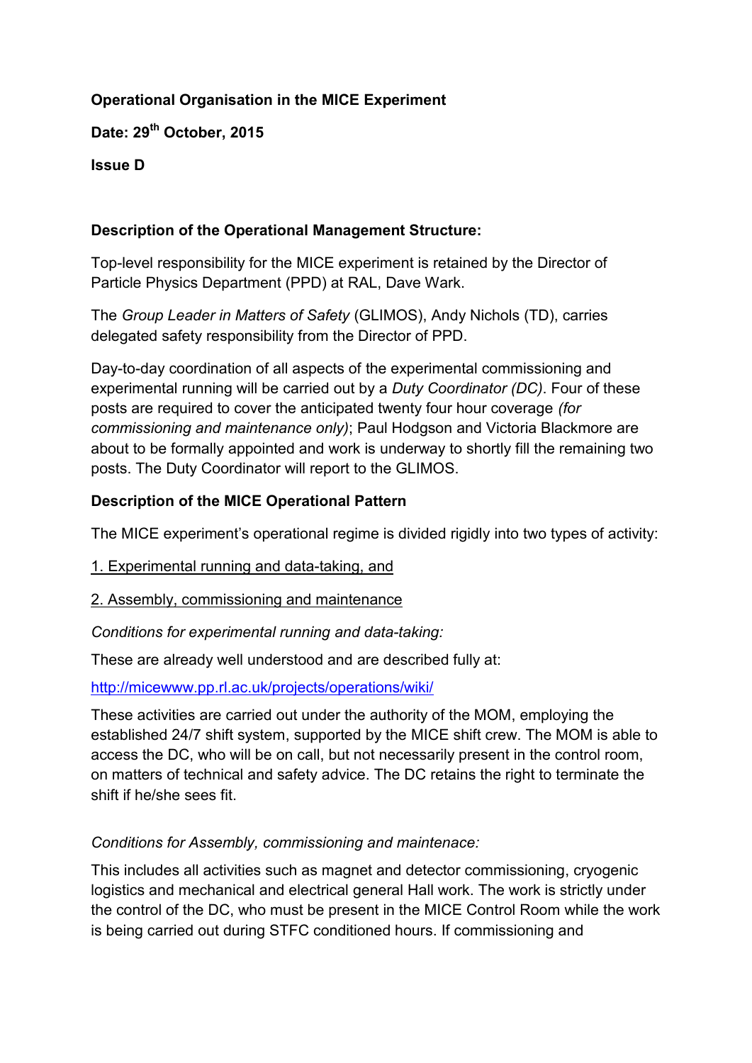**Operational Organisation in the MICE Experiment**

**Date: 29th October, 2015**

**Issue D**

**Description of the Operational Management Structure:**

Top-level responsibility for the MICE experiment is retained by the Director of Particle Physics Department (PPD) at RAL, Dave Wark.

The *Group Leader in Matters of Safety* (GLIMOS), Andy Nichols (TD), carries delegated safety responsibility from the Director of PPD.

Day-to-day coordination of all aspects of the experimental commissioning and experimental running will be carried out by a *Duty Coordinator (DC)*. Four of these posts are required to cover the anticipated twenty four hour coverage *(for commissioning and maintenance only)*; Paul Hodgson and Victoria Blackmore are about to be formally appointed and work is underway to shortly fill the remaining two posts. The Duty Coordinator will report to the GLIMOS.

**Description of the MICE Operational Pattern**

The MICE experiment's operational regime is divided rigidly into two types of activity:

1. Experimental running and data-taking, and

2. Assembly, commissioning and maintenance

*Conditions for experimental running and data-taking:*

These are already well understood and are described fully at:

http://micewww.pp.rl.ac.uk/projects/operations/wiki/

These activities are carried out under the authority of the MOM, employing the established 24/7 shift system, supported by the MICE shift crew. The MOM is able to access the DC, who will be on call, but not necessarily present in the control room, on matters of technical and safety advice. The DC retains the right to terminate the shift if he/she sees fit.

*Conditions for Assembly, commissioning and maintenace:*

This includes all activities such as magnet and detector commissioning, cryogenic logistics and mechanical and electrical general Hall work. The work is strictly under the control of the DC, who must be present in the MICE Control Room while the work is being carried out during STFC conditioned hours. If commissioning and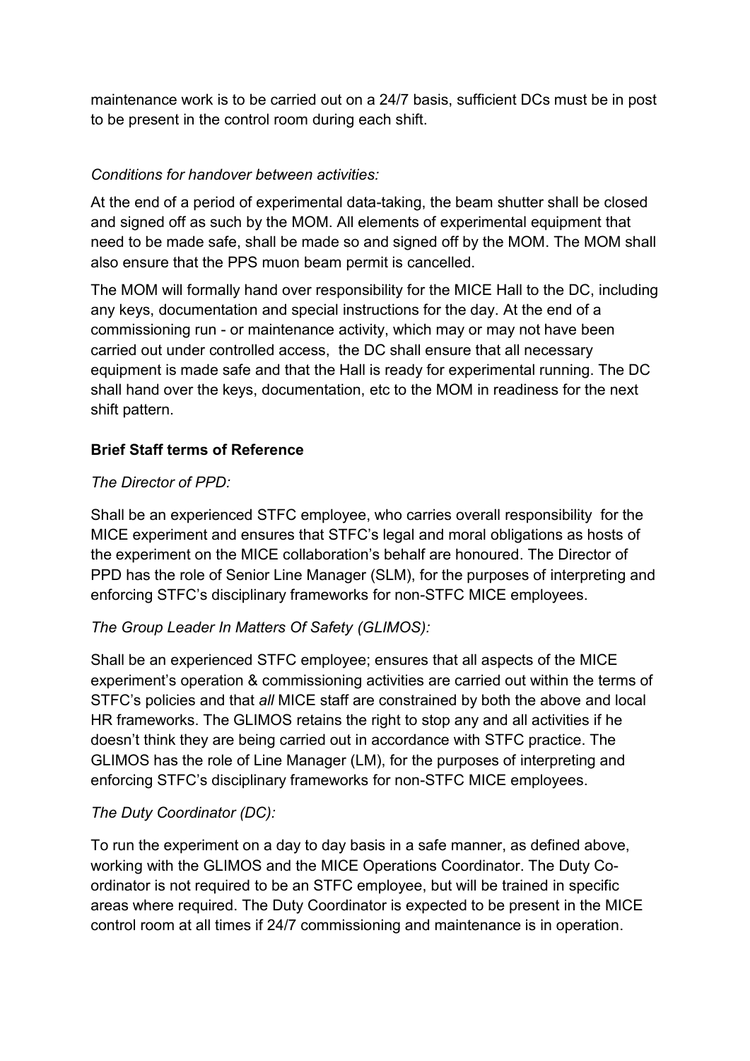maintenance work is to be carried out on a 24/7 basis, sufficient DCs must be in post to be present in the control room during each shift.

*Conditions for handover between activities:*

At the end of a period of experimental data-taking, the beam shutter shall be closed and signed off as such by the MOM. All elements of experimental equipment that need to be made safe, shall be made so and signed off by the MOM. The MOM shall also ensure that the PPS muon beam permit is cancelled.

The MOM will formally hand over responsibility for the MICE Hall to the DC, including any keys, documentation and special instructions for the day. At the end of a commissioning run - or maintenance activity, which may or may not have been carried out under controlled access, the DC shall ensure that all necessary equipment is made safe and that the Hall is ready for experimental running. The DC shall hand over the keys, documentation, etc to the MOM in readiness for the next shift pattern.

**Brief Staff terms of Reference**

*The Director of PPD:*

Shall be an experienced STFC employee, who carries overall responsibility for the MICE experiment and ensures that STFC's legal and moral obligations as hosts of the experiment on the MICE collaboration's behalf are honoured. The Director of PPD has the role of Senior Line Manager (SLM), for the purposes of interpreting and enforcing STFC's disciplinary frameworks for non-STFC MICE employees.

*The Group Leader In Matters Of Safety (GLIMOS):*

Shall be an experienced STFC employee; ensures that all aspects of the MICE experiment's operation & commissioning activities are carried out within the terms of STFC's policies and that *all* MICE staff are constrained by both the above and local HR frameworks. The GLIMOS retains the right to stop any and all activities if he doesn't think they are being carried out in accordance with STFC practice. The GLIMOS has the role of Line Manager (LM), for the purposes of interpreting and enforcing STFC's disciplinary frameworks for non-STFC MICE employees.

*The Duty Coordinator (DC):*

To run the experiment on a day to day basis in a safe manner, as defined above, working with the GLIMOS and the MICE Operations Coordinator. The Duty Co-ordinator is not required to be an STFC employee, but will be trained in specific areas where required. The Duty Coordinator is expected to be present in the MICE control room at all times if 24/7 commissioning and maintenance is in operation.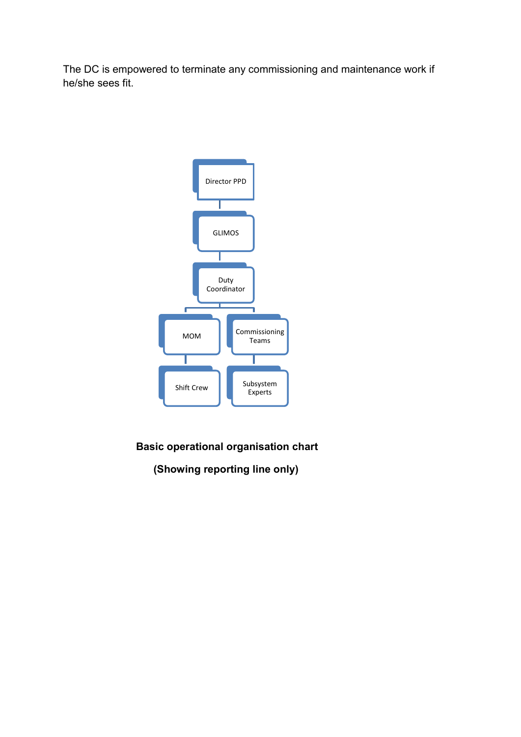The DC is empowered to terminate any commissioning and maintenance work if he/she sees fit.

Director PPD

GLIMOS

Duty Coordinator

MOM

Commissioning Teams

Shift Crew

Subsystem Experts

**Basic operational organisation chart**

**(Showing reporting line only)**